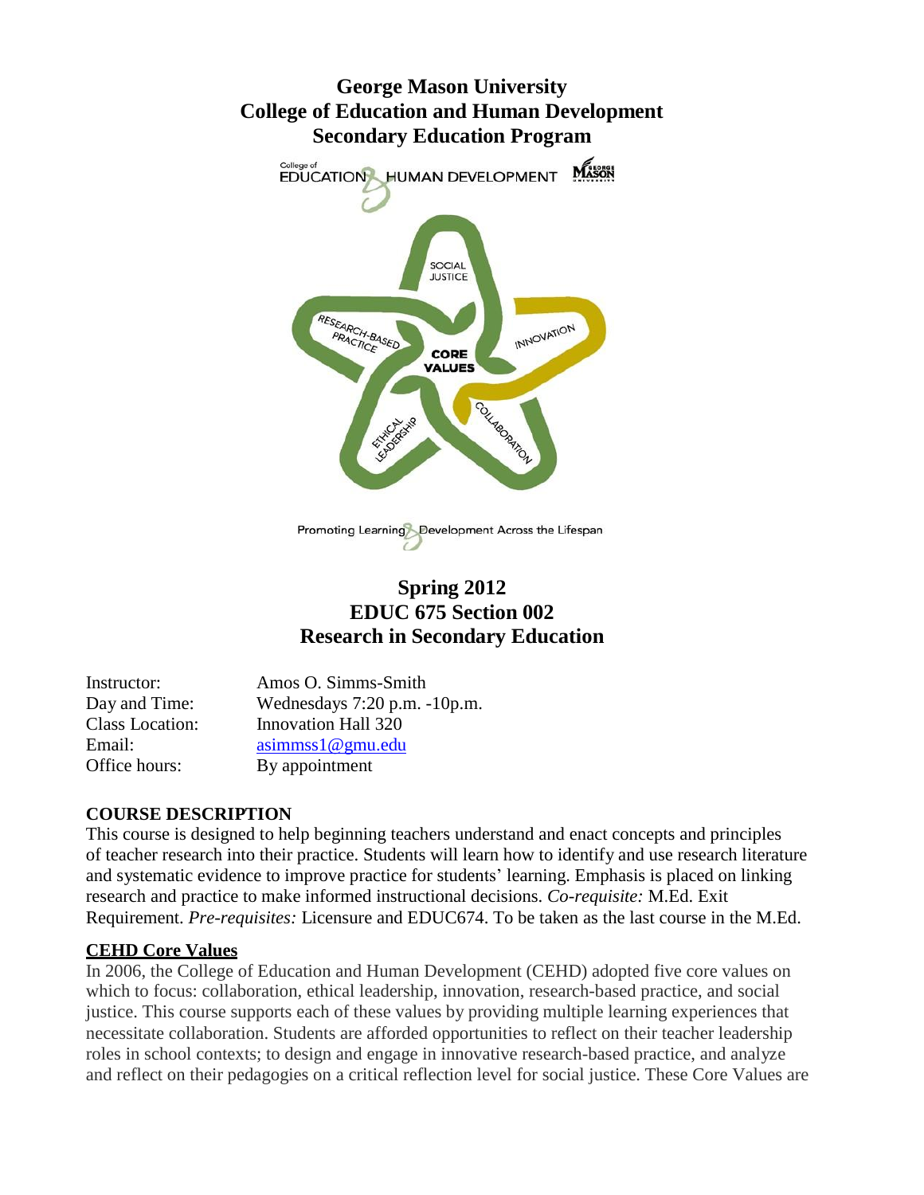# George Mason University
# College of Education and Human Development
# Secondary Education Program

## Spring 2012
## EDUC 675 Section 002
## Research in Secondary Education

Instructor: Amos O. Simms-Smith
Day and Time: Wednesdays 7:20 p.m. -10p.m.
Class Location: Innovation Hall 320
Email: asimmss1@gmu.edu
Office hours: By appointment

**COURSE DESCRIPTION**

This course is designed to help beginning teachers understand and enact concepts and principles of teacher research into their practice. Students will learn how to identify and use research literature and systematic evidence to improve practice for students' learning. Emphasis is placed on linking research and practice to make informed instructional decisions. *Co-requisite:* M.Ed. Exit Requirement. *Pre-requisites:* Licensure and EDUC674. To be taken as the last course in the M.Ed.

**CEHD Core Values**

In 2006, the College of Education and Human Development (CEHD) adopted five core values on which to focus: collaboration, ethical leadership, innovation, research-based practice, and social justice. This course supports each of these values by providing multiple learning experiences that necessitate collaboration. Students are afforded opportunities to reflect on their teacher leadership roles in school contexts; to design and engage in innovative research-based practice, and analyze and reflect on their pedagogies on a critical reflection level for social justice. These Core Values are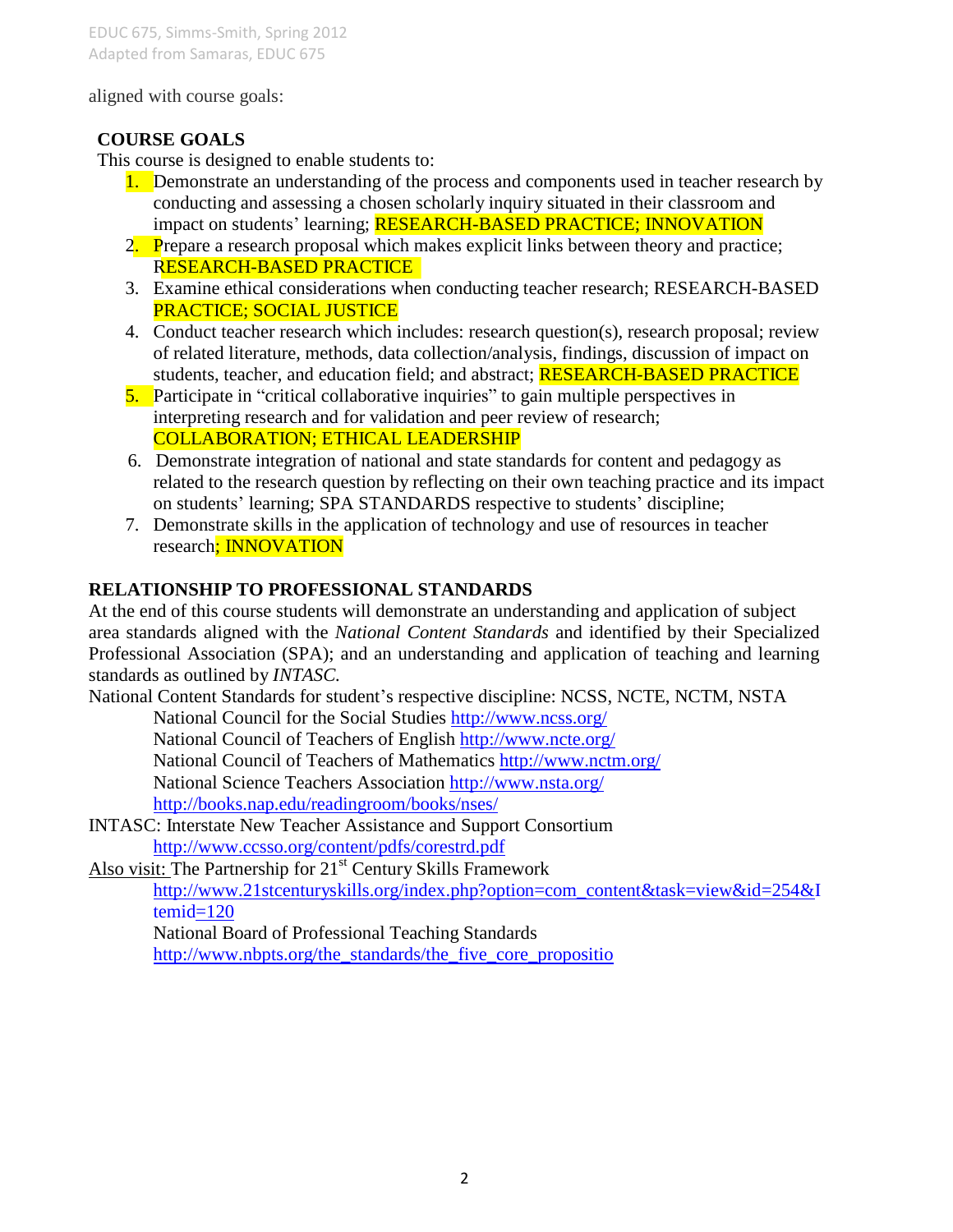aligned with course goals:

## COURSE GOALS

This course is designed to enable students to:

1. Demonstrate an understanding of the process and components used in teacher research by conducting and assessing a chosen scholarly inquiry situated in their classroom and impact on students' learning; RESEARCH-BASED PRACTICE; INNOVATION
2. Prepare a research proposal which makes explicit links between theory and practice; RESEARCH-BASED PRACTICE
3. Examine ethical considerations when conducting teacher research; RESEARCH-BASED PRACTICE; SOCIAL JUSTICE
4. Conduct teacher research which includes: research question(s), research proposal; review of related literature, methods, data collection/analysis, findings, discussion of impact on students, teacher, and education field; and abstract; RESEARCH-BASED PRACTICE
5. Participate in "critical collaborative inquiries" to gain multiple perspectives in interpreting research and for validation and peer review of research; COLLABORATION; ETHICAL LEADERSHIP
6. Demonstrate integration of national and state standards for content and pedagogy as related to the research question by reflecting on their own teaching practice and its impact on students' learning; SPA STANDARDS respective to students' discipline;
7. Demonstrate skills in the application of technology and use of resources in teacher research; INNOVATION

## RELATIONSHIP TO PROFESSIONAL STANDARDS

At the end of this course students will demonstrate an understanding and application of subject area standards aligned with the *National Content Standards* and identified by their Specialized Professional Association (SPA); and an understanding and application of teaching and learning standards as outlined by *INTASC.*

National Content Standards for student's respective discipline: NCSS, NCTE, NCTM, NSTA

- National Council for the Social Studies http://www.ncss.org/
- National Council of Teachers of English http://www.ncte.org/
- National Council of Teachers of Mathematics http://www.nctm.org/
- National Science Teachers Association http://www.nsta.org/
- http://books.nap.edu/readingroom/books/nses/

INTASC: Interstate New Teacher Assistance and Support Consortium

- http://www.ccsso.org/content/pdfs/corestrd.pdf

Also visit: The Partnership for 21st Century Skills Framework

- http://www.21stcenturyskills.org/index.php?option=com_content&task=view&id=254&Itemid=120
- National Board of Professional Teaching Standards
- http://www.nbpts.org/the_standards/the_five_core_propositio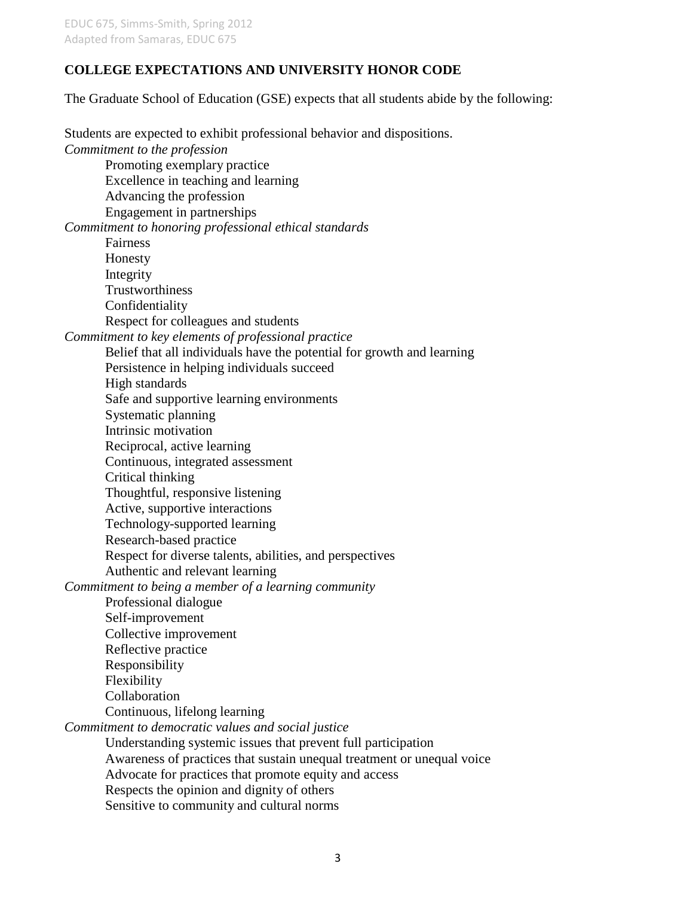## COLLEGE EXPECTATIONS AND UNIVERSITY HONOR CODE

The Graduate School of Education (GSE) expects that all students abide by the following:

Students are expected to exhibit professional behavior and dispositions.

*Commitment to the profession*

- Promoting exemplary practice
- Excellence in teaching and learning
- Advancing the profession
- Engagement in partnerships

*Commitment to honoring professional ethical standards*

- Fairness
- Honesty
- Integrity
- Trustworthiness
- Confidentiality
- Respect for colleagues and students

*Commitment to key elements of professional practice*

- Belief that all individuals have the potential for growth and learning
- Persistence in helping individuals succeed
- High standards
- Safe and supportive learning environments
- Systematic planning
- Intrinsic motivation
- Reciprocal, active learning
- Continuous, integrated assessment
- Critical thinking
- Thoughtful, responsive listening
- Active, supportive interactions
- Technology-supported learning
- Research-based practice
- Respect for diverse talents, abilities, and perspectives
- Authentic and relevant learning

*Commitment to being a member of a learning community*

- Professional dialogue
- Self-improvement
- Collective improvement
- Reflective practice
- Responsibility
- Flexibility
- Collaboration
- Continuous, lifelong learning

*Commitment to democratic values and social justice*

- Understanding systemic issues that prevent full participation
- Awareness of practices that sustain unequal treatment or unequal voice
- Advocate for practices that promote equity and access
- Respects the opinion and dignity of others
- Sensitive to community and cultural norms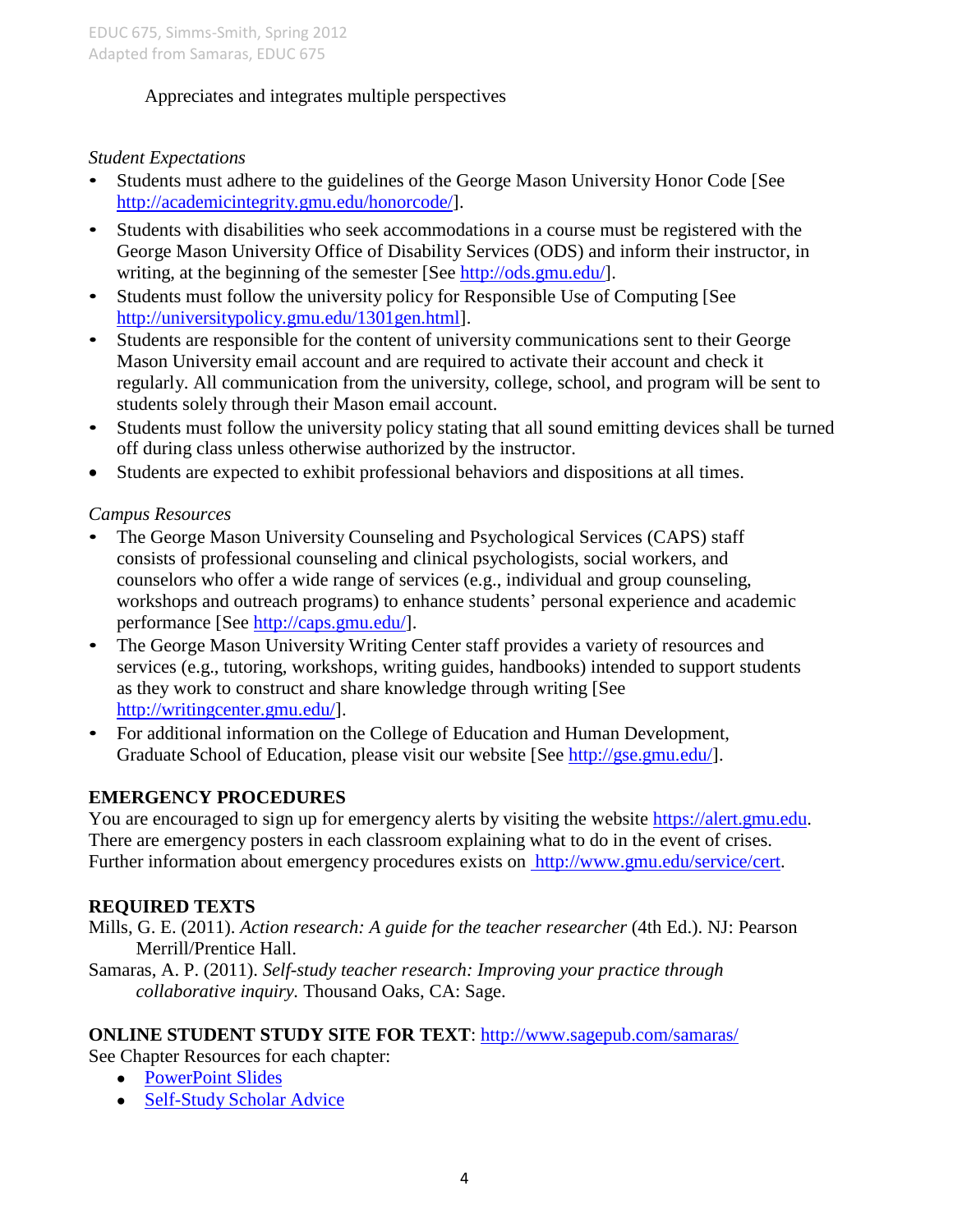Appreciates and integrates multiple perspectives

*Student Expectations*

- Students must adhere to the guidelines of the George Mason University Honor Code [See http://academicintegrity.gmu.edu/honorcode/].
- Students with disabilities who seek accommodations in a course must be registered with the George Mason University Office of Disability Services (ODS) and inform their instructor, in writing, at the beginning of the semester [See http://ods.gmu.edu/].
- Students must follow the university policy for Responsible Use of Computing [See http://universitypolicy.gmu.edu/1301gen.html].
- Students are responsible for the content of university communications sent to their George Mason University email account and are required to activate their account and check it regularly. All communication from the university, college, school, and program will be sent to students solely through their Mason email account.
- Students must follow the university policy stating that all sound emitting devices shall be turned off during class unless otherwise authorized by the instructor.
- Students are expected to exhibit professional behaviors and dispositions at all times.

*Campus Resources*

- The George Mason University Counseling and Psychological Services (CAPS) staff consists of professional counseling and clinical psychologists, social workers, and counselors who offer a wide range of services (e.g., individual and group counseling, workshops and outreach programs) to enhance students' personal experience and academic performance [See http://caps.gmu.edu/].
- The George Mason University Writing Center staff provides a variety of resources and services (e.g., tutoring, workshops, writing guides, handbooks) intended to support students as they work to construct and share knowledge through writing [See http://writingcenter.gmu.edu/].
- For additional information on the College of Education and Human Development, Graduate School of Education, please visit our website [See http://gse.gmu.edu/].

## EMERGENCY PROCEDURES

You are encouraged to sign up for emergency alerts by visiting the website https://alert.gmu.edu. There are emergency posters in each classroom explaining what to do in the event of crises. Further information about emergency procedures exists on http://www.gmu.edu/service/cert.

## REQUIRED TEXTS

Mills, G. E. (2011). *Action research: A guide for the teacher researcher* (4th Ed.). NJ: Pearson Merrill/Prentice Hall.

Samaras, A. P. (2011). *Self-study teacher research: Improving your practice through collaborative inquiry.* Thousand Oaks, CA: Sage.

**ONLINE STUDENT STUDY SITE FOR TEXT**: http://www.sagepub.com/samaras/

See Chapter Resources for each chapter:

- PowerPoint Slides
- Self-Study Scholar Advice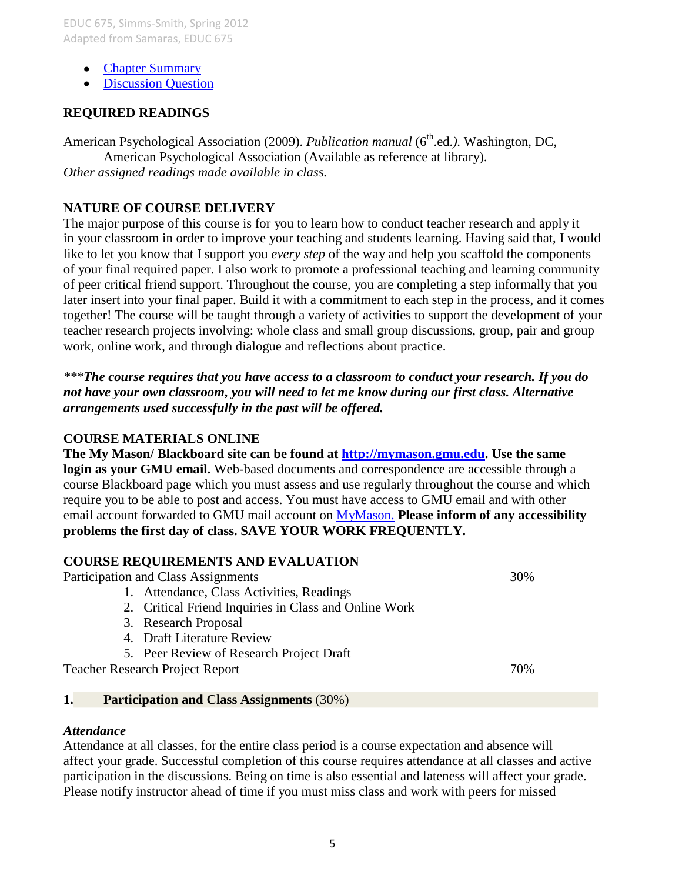- [Chapter Summary]()
- [Discussion Question]()

## REQUIRED READINGS

American Psychological Association (2009). *Publication manual* (6th.ed.*).* Washington, DC, American Psychological Association (Available as reference at library).

*Other assigned readings made available in class.*

## NATURE OF COURSE DELIVERY

The major purpose of this course is for you to learn how to conduct teacher research and apply it in your classroom in order to improve your teaching and students learning. Having said that, I would like to let you know that I support you *every step* of the way and help you scaffold the components of your final required paper. I also work to promote a professional teaching and learning community of peer critical friend support. Throughout the course, you are completing a step informally that you later insert into your final paper. Build it with a commitment to each step in the process, and it comes together! The course will be taught through a variety of activities to support the development of your teacher research projects involving: whole class and small group discussions, group, pair and group work, online work, and through dialogue and reflections about practice.

****The course requires that you have access to a classroom to conduct your research. If you do not have your own classroom, you will need to let me know during our first class. Alternative arrangements used successfully in the past will be offered.***

## COURSE MATERIALS ONLINE

**The My Mason/ Blackboard site can be found at [http://mymason.gmu.edu](http://mymason.gmu.edu). Use the same login as your GMU email.** Web-based documents and correspondence are accessible through a course Blackboard page which you must assess and use regularly throughout the course and which require you to be able to post and access. You must have access to GMU email and with other email account forwarded to GMU mail account on [MyMason.]() **Please inform of any accessibility problems the first day of class. SAVE YOUR WORK FREQUENTLY.**

## COURSE REQUIREMENTS AND EVALUATION

| | |
|---|---|
| Participation and Class Assignments | 30% |
| 1. Attendance, Class Activities, Readings | |
| 2. Critical Friend Inquiries in Class and Online Work | |
| 3. Research Proposal | |
| 4. Draft Literature Review | |
| 5. Peer Review of Research Project Draft | |
| Teacher Research Project Report | 70% |

### 1. **Participation and Class Assignments** (30%)

***Attendance***

Attendance at all classes, for the entire class period is a course expectation and absence will affect your grade. Successful completion of this course requires attendance at all classes and active participation in the discussions. Being on time is also essential and lateness will affect your grade. Please notify instructor ahead of time if you must miss class and work with peers for missed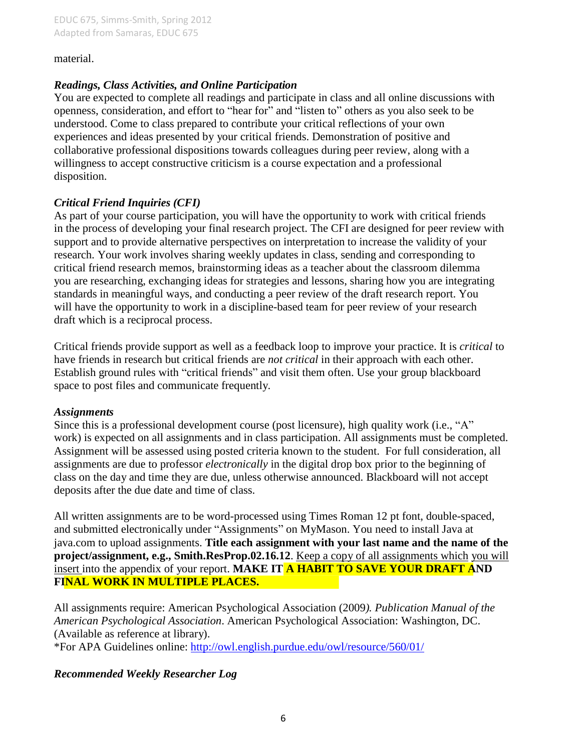material.

### *Readings, Class Activities, and Online Participation*

You are expected to complete all readings and participate in class and all online discussions with openness, consideration, and effort to "hear for" and "listen to" others as you also seek to be understood. Come to class prepared to contribute your critical reflections of your own experiences and ideas presented by your critical friends. Demonstration of positive and collaborative professional dispositions towards colleagues during peer review, along with a willingness to accept constructive criticism is a course expectation and a professional disposition.

### *Critical Friend Inquiries (CFI)*

As part of your course participation, you will have the opportunity to work with critical friends in the process of developing your final research project. The CFI are designed for peer review with support and to provide alternative perspectives on interpretation to increase the validity of your research. Your work involves sharing weekly updates in class, sending and corresponding to critical friend research memos, brainstorming ideas as a teacher about the classroom dilemma you are researching, exchanging ideas for strategies and lessons, sharing how you are integrating standards in meaningful ways, and conducting a peer review of the draft research report. You will have the opportunity to work in a discipline-based team for peer review of your research draft which is a reciprocal process.

Critical friends provide support as well as a feedback loop to improve your practice. It is *critical* to have friends in research but critical friends are *not critical* in their approach with each other. Establish ground rules with "critical friends" and visit them often. Use your group blackboard space to post files and communicate frequently.

### *Assignments*

Since this is a professional development course (post licensure), high quality work (i.e., "A" work) is expected on all assignments and in class participation. All assignments must be completed. Assignment will be assessed using posted criteria known to the student. For full consideration, all assignments are due to professor *electronically* in the digital drop box prior to the beginning of class on the day and time they are due, unless otherwise announced. Blackboard will not accept deposits after the due date and time of class.

All written assignments are to be word-processed using Times Roman 12 pt font, double-spaced, and submitted electronically under "Assignments" on MyMason. You need to install Java at java.com to upload assignments. **Title each assignment with your last name and the name of the project/assignment, e.g., Smith.ResProp.02.16.12**. Keep a copy of all assignments which you will insert into the appendix of your report. **MAKE IT A HABIT TO SAVE YOUR DRAFT AND FINAL WORK IN MULTIPLE PLACES.**

All assignments require: American Psychological Association (2009*). Publication Manual of the American Psychological Association*. American Psychological Association: Washington, DC. (Available as reference at library).
*For APA Guidelines online: http://owl.english.purdue.edu/owl/resource/560/01/

### *Recommended Weekly Researcher Log*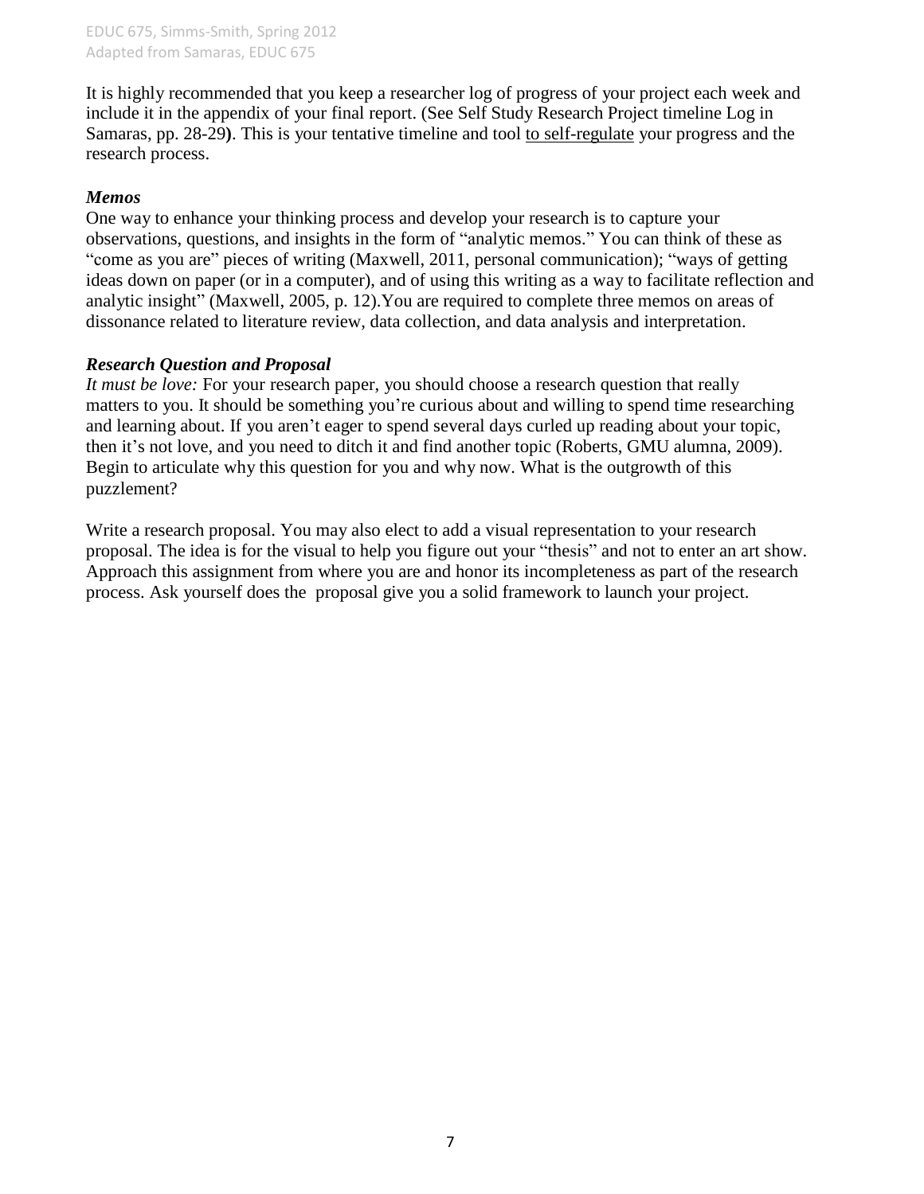It is highly recommended that you keep a researcher log of progress of your project each week and include it in the appendix of your final report. (See Self Study Research Project timeline Log in Samaras, pp. 28-29**)**. This is your tentative timeline and tool to self-regulate your progress and the research process.

***Memos***

One way to enhance your thinking process and develop your research is to capture your observations, questions, and insights in the form of "analytic memos." You can think of these as "come as you are" pieces of writing (Maxwell, 2011, personal communication); "ways of getting ideas down on paper (or in a computer), and of using this writing as a way to facilitate reflection and analytic insight" (Maxwell, 2005, p. 12).You are required to complete three memos on areas of dissonance related to literature review, data collection, and data analysis and interpretation.

***Research Question and Proposal***

*It must be love:* For your research paper, you should choose a research question that really matters to you. It should be something you're curious about and willing to spend time researching and learning about. If you aren't eager to spend several days curled up reading about your topic, then it's not love, and you need to ditch it and find another topic (Roberts, GMU alumna, 2009). Begin to articulate why this question for you and why now. What is the outgrowth of this puzzlement?

Write a research proposal. You may also elect to add a visual representation to your research proposal. The idea is for the visual to help you figure out your "thesis" and not to enter an art show. Approach this assignment from where you are and honor its incompleteness as part of the research process. Ask yourself does the proposal give you a solid framework to launch your project.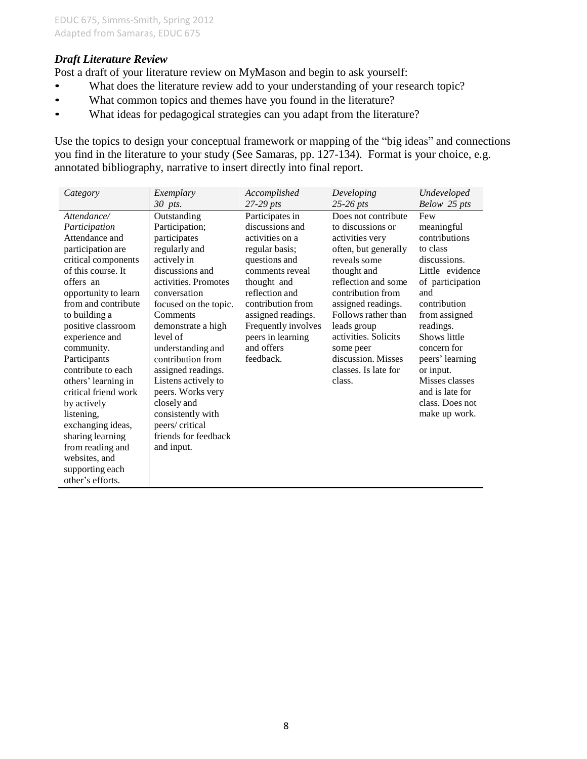### *Draft Literature Review*

Post a draft of your literature review on MyMason and begin to ask yourself:

- What does the literature review add to your understanding of your research topic?
- What common topics and themes have you found in the literature?
- What ideas for pedagogical strategies can you adapt from the literature?

Use the topics to design your conceptual framework or mapping of the "big ideas" and connections you find in the literature to your study (See Samaras, pp. 127-134). Format is your choice, e.g. annotated bibliography, narrative to insert directly into final report.

| *Category* | *Exemplary 30 pts.* | *Accomplished 27-29 pts* | *Developing 25-26 pts* | *Undeveloped Below 25 pts* |
|---|---|---|---|---|
| *Attendance/ Participation* Attendance and participation are critical components of this course. It offers an opportunity to learn from and contribute to building a positive classroom experience and community. Participants contribute to each others' learning in critical friend work by actively listening, exchanging ideas, sharing learning from reading and websites, and supporting each other's efforts. | Outstanding Participation; participates regularly and actively in discussions and activities. Promotes conversation focused on the topic. Comments demonstrate a high level of understanding and contribution from assigned readings. Listens actively to peers. Works very closely and consistently with peers/ critical friends for feedback and input. | Participates in discussions and activities on a regular basis; questions and comments reveal thought and reflection and contribution from assigned readings. Frequently involves peers in learning and offers feedback. | Does not contribute to discussions or activities very often, but generally reveals some thought and reflection and some contribution from assigned readings. Follows rather than leads group activities. Solicits some peer discussion. Misses classes. Is late for class. | Few meaningful contributions to class discussions. Little evidence of participation and contribution from assigned readings. Shows little concern for peers' learning or input. Misses classes and is late for class. Does not make up work. |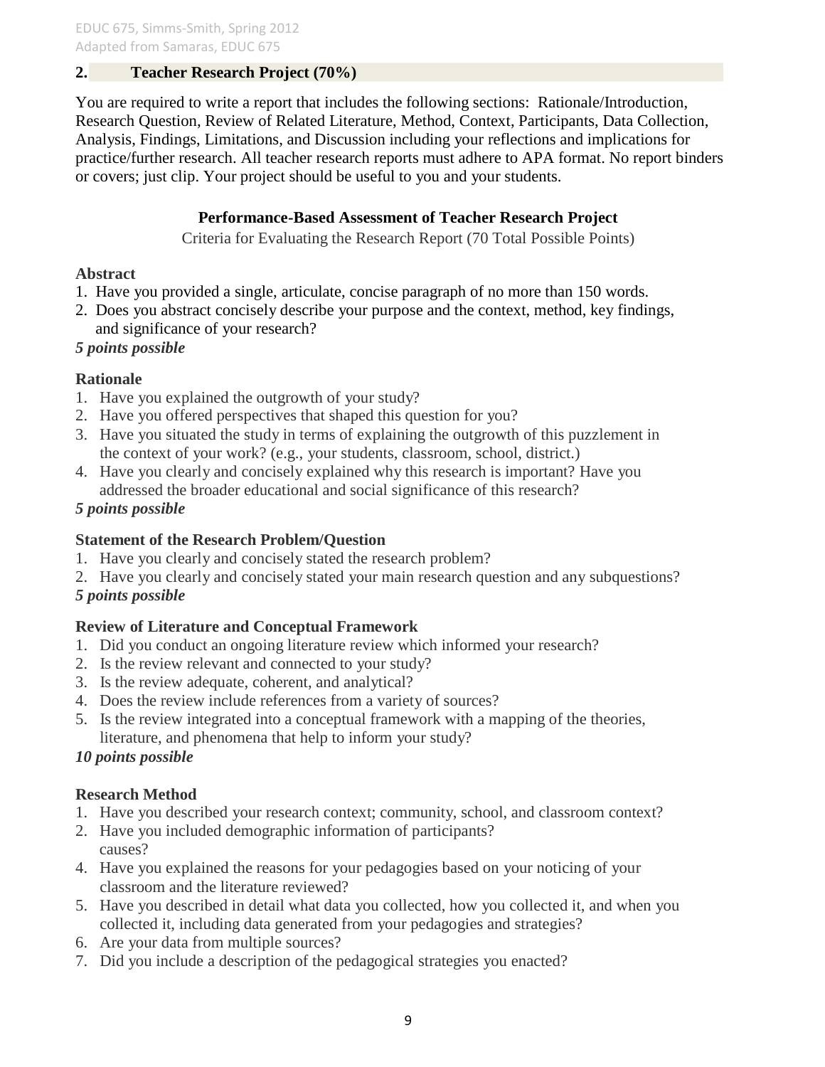## 2. Teacher Research Project (70%)

You are required to write a report that includes the following sections: Rationale/Introduction, Research Question, Review of Related Literature, Method, Context, Participants, Data Collection, Analysis, Findings, Limitations, and Discussion including your reflections and implications for practice/further research. All teacher research reports must adhere to APA format. No report binders or covers; just clip. Your project should be useful to you and your students.

### Performance-Based Assessment of Teacher Research Project

Criteria for Evaluating the Research Report (70 Total Possible Points)

**Abstract**

1. Have you provided a single, articulate, concise paragraph of no more than 150 words.
2. Does you abstract concisely describe your purpose and the context, method, key findings, and significance of your research?

***5 points possible***

**Rationale**

1. Have you explained the outgrowth of your study?
2. Have you offered perspectives that shaped this question for you?
3. Have you situated the study in terms of explaining the outgrowth of this puzzlement in the context of your work? (e.g., your students, classroom, school, district.)
4. Have you clearly and concisely explained why this research is important? Have you addressed the broader educational and social significance of this research?

***5 points possible***

**Statement of the Research Problem/Question**

1. Have you clearly and concisely stated the research problem?
2. Have you clearly and concisely stated your main research question and any subquestions?

***5 points possible***

**Review of Literature and Conceptual Framework**

1. Did you conduct an ongoing literature review which informed your research?
2. Is the review relevant and connected to your study?
3. Is the review adequate, coherent, and analytical?
4. Does the review include references from a variety of sources?
5. Is the review integrated into a conceptual framework with a mapping of the theories, literature, and phenomena that help to inform your study?

***10 points possible***

**Research Method**

1. Have you described your research context; community, school, and classroom context?
2. Have you included demographic information of participants?
   causes?
4. Have you explained the reasons for your pedagogies based on your noticing of your classroom and the literature reviewed?
5. Have you described in detail what data you collected, how you collected it, and when you collected it, including data generated from your pedagogies and strategies?
6. Are your data from multiple sources?
7. Did you include a description of the pedagogical strategies you enacted?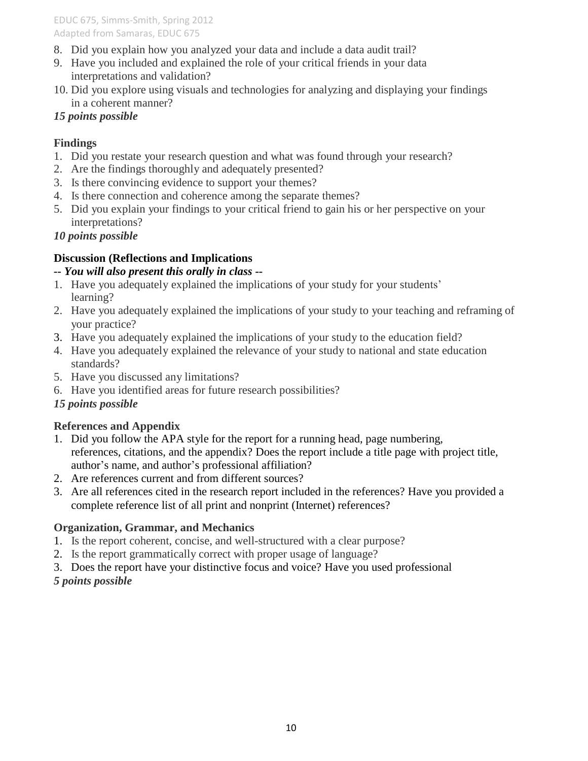8. Did you explain how you analyzed your data and include a data audit trail?
9. Have you included and explained the role of your critical friends in your data interpretations and validation?
10. Did you explore using visuals and technologies for analyzing and displaying your findings in a coherent manner?

***15 points possible***

**Findings**

1. Did you restate your research question and what was found through your research?
2. Are the findings thoroughly and adequately presented?
3. Is there convincing evidence to support your themes?
4. Is there connection and coherence among the separate themes?
5. Did you explain your findings to your critical friend to gain his or her perspective on your interpretations?

***10 points possible***

**Discussion (Reflections and Implications**

***-- You will also present this orally in class --***

1. Have you adequately explained the implications of your study for your students' learning?
2. Have you adequately explained the implications of your study to your teaching and reframing of your practice?
3. Have you adequately explained the implications of your study to the education field?
4. Have you adequately explained the relevance of your study to national and state education standards?
5. Have you discussed any limitations?
6. Have you identified areas for future research possibilities?

***15 points possible***

**References and Appendix**

1. Did you follow the APA style for the report for a running head, page numbering, references, citations, and the appendix? Does the report include a title page with project title, author's name, and author's professional affiliation?
2. Are references current and from different sources?
3. Are all references cited in the research report included in the references? Have you provided a complete reference list of all print and nonprint (Internet) references?

**Organization, Grammar, and Mechanics**

1. Is the report coherent, concise, and well-structured with a clear purpose?
2. Is the report grammatically correct with proper usage of language?
3. Does the report have your distinctive focus and voice? Have you used professional

***5 points possible***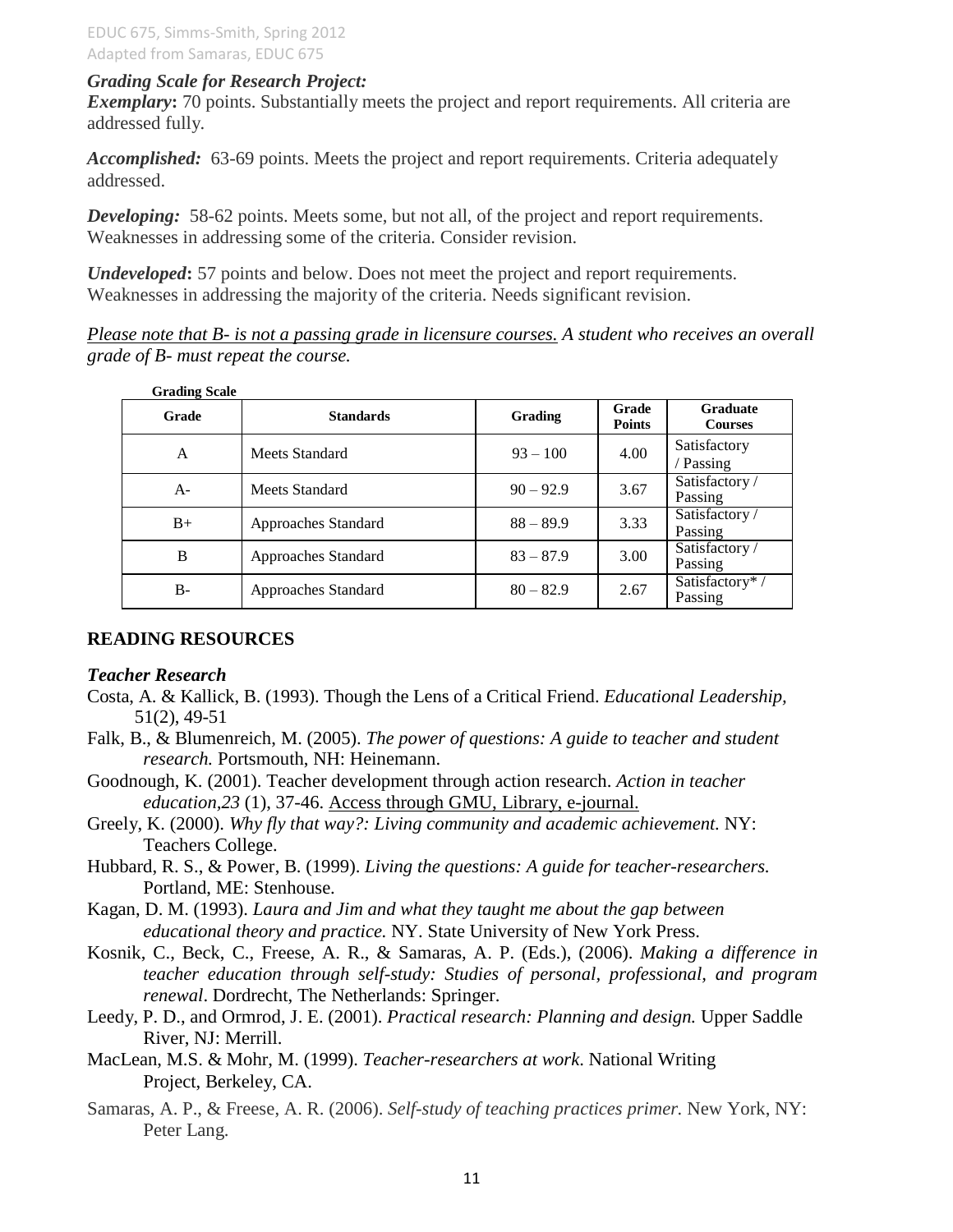### *Grading Scale for Research Project:*

***Exemplary*****:** 70 points. Substantially meets the project and report requirements. All criteria are addressed fully.

***Accomplished:*** 63-69 points. Meets the project and report requirements. Criteria adequately addressed.

***Developing:*** 58-62 points. Meets some, but not all, of the project and report requirements. Weaknesses in addressing some of the criteria. Consider revision.

***Undeveloped*****:** 57 points and below. Does not meet the project and report requirements. Weaknesses in addressing the majority of the criteria. Needs significant revision.

*Please note that B- is not a passing grade in licensure courses. A student who receives an overall grade of B- must repeat the course.*

**Grading Scale**

| Grade | Standards | Grading | Grade Points | Graduate Courses |
|---|---|---|---|---|
| A | Meets Standard | 93 – 100 | 4.00 | Satisfactory / Passing |
| A- | Meets Standard | 90 – 92.9 | 3.67 | Satisfactory / Passing |
| B+ | Approaches Standard | 88 – 89.9 | 3.33 | Satisfactory / Passing |
| B | Approaches Standard | 83 – 87.9 | 3.00 | Satisfactory / Passing |
| B- | Approaches Standard | 80 – 82.9 | 2.67 | Satisfactory* / Passing |

## READING RESOURCES

### *Teacher Research*

Costa, A. & Kallick, B. (1993). Though the Lens of a Critical Friend. *Educational Leadership,* 51(2), 49-51

Falk, B., & Blumenreich, M. (2005). *The power of questions: A guide to teacher and student research.* Portsmouth, NH: Heinemann.

Goodnough, K. (2001). Teacher development through action research. *Action in teacher education,23* (1), 37-46. Access through GMU, Library, e-journal.

Greely, K. (2000). *Why fly that way?: Living community and academic achievement.* NY: Teachers College.

Hubbard, R. S., & Power, B. (1999). *Living the questions: A guide for teacher-researchers.* Portland, ME: Stenhouse.

Kagan, D. M. (1993). *Laura and Jim and what they taught me about the gap between educational theory and practice.* NY. State University of New York Press.

Kosnik, C., Beck, C., Freese, A. R., & Samaras, A. P. (Eds.), (2006). *Making a difference in teacher education through self-study: Studies of personal, professional, and program renewal*. Dordrecht, The Netherlands: Springer.

Leedy, P. D., and Ormrod, J. E. (2001). *Practical research: Planning and design.* Upper Saddle River, NJ: Merrill.

MacLean, M.S. & Mohr, M. (1999). *Teacher-researchers at work*. National Writing Project, Berkeley, CA.

Samaras, A. P., & Freese, A. R. (2006). *Self-study of teaching practices primer.* New York, NY: Peter Lang.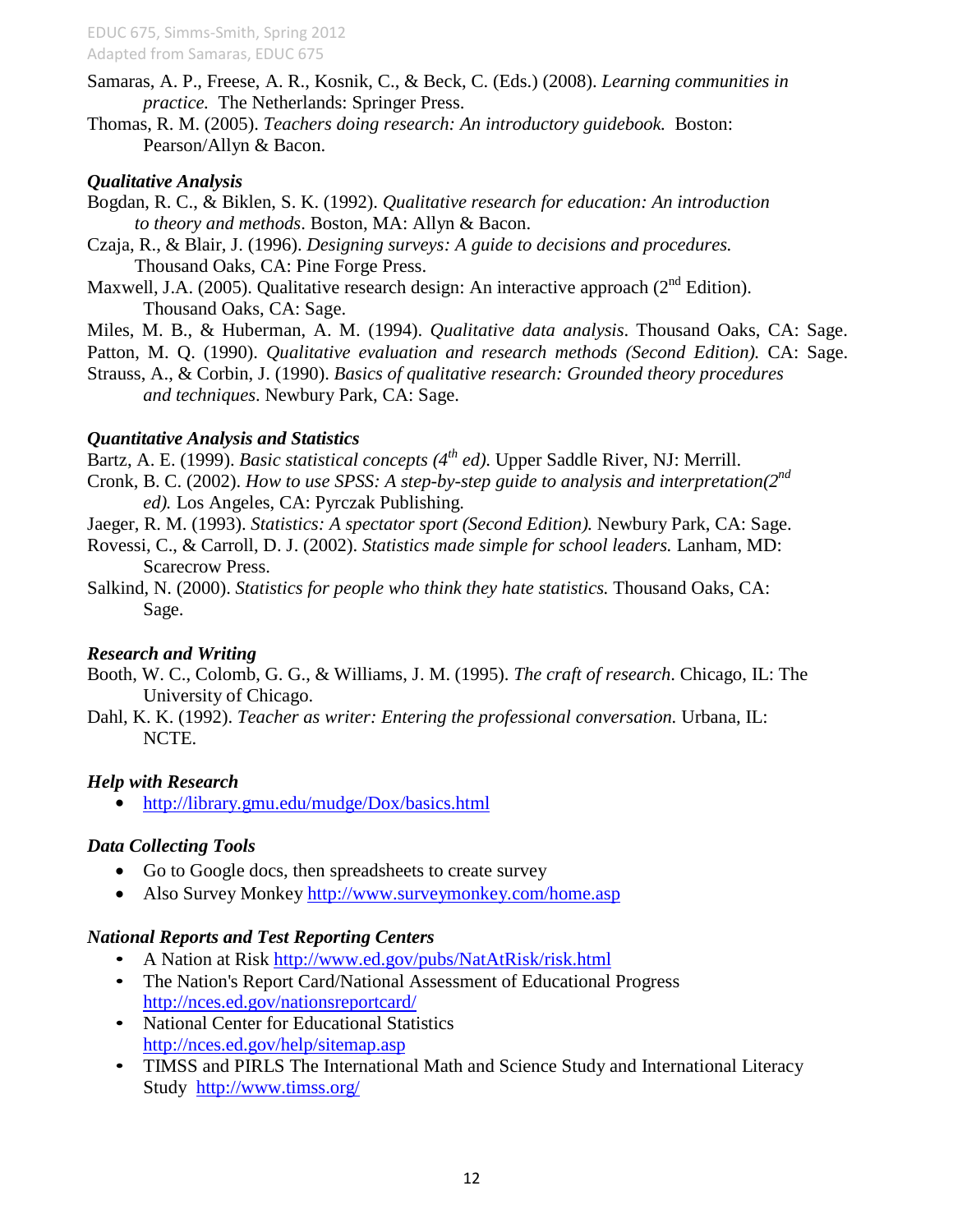Samaras, A. P., Freese, A. R., Kosnik, C., & Beck, C. (Eds.) (2008). *Learning communities in practice.* The Netherlands: Springer Press.

Thomas, R. M. (2005). *Teachers doing research: An introductory guidebook.* Boston: Pearson/Allyn & Bacon.

### *Qualitative Analysis*

Bogdan, R. C., & Biklen, S. K. (1992). *Qualitative research for education: An introduction to theory and methods*. Boston, MA: Allyn & Bacon.

Czaja, R., & Blair, J. (1996). *Designing surveys: A guide to decisions and procedures.* Thousand Oaks, CA: Pine Forge Press.

Maxwell, J.A. (2005). Qualitative research design: An interactive approach (2nd Edition). Thousand Oaks, CA: Sage.

Miles, M. B., & Huberman, A. M. (1994). *Qualitative data analysis*. Thousand Oaks, CA: Sage.

Patton, M. Q. (1990). *Qualitative evaluation and research methods (Second Edition).* CA: Sage.

Strauss, A., & Corbin, J. (1990). *Basics of qualitative research: Grounded theory procedures and techniques*. Newbury Park, CA: Sage.

### *Quantitative Analysis and Statistics*

Bartz, A. E. (1999). *Basic statistical concepts (4th ed).* Upper Saddle River, NJ: Merrill.

Cronk, B. C. (2002). *How to use SPSS: A step-by-step guide to analysis and interpretation(2nd ed).* Los Angeles, CA: Pyrczak Publishing.

Jaeger, R. M. (1993). *Statistics: A spectator sport (Second Edition).* Newbury Park, CA: Sage.

Rovessi, C., & Carroll, D. J. (2002). *Statistics made simple for school leaders.* Lanham, MD: Scarecrow Press.

Salkind, N. (2000). *Statistics for people who think they hate statistics.* Thousand Oaks, CA: Sage.

### *Research and Writing*

Booth, W. C., Colomb, G. G., & Williams, J. M. (1995). *The craft of research*. Chicago, IL: The University of Chicago.

Dahl, K. K. (1992). *Teacher as writer: Entering the professional conversation.* Urbana, IL: NCTE.

### *Help with Research*

- http://library.gmu.edu/mudge/Dox/basics.html

### *Data Collecting Tools*

- Go to Google docs, then spreadsheets to create survey
- Also Survey Monkey http://www.surveymonkey.com/home.asp

### *National Reports and Test Reporting Centers*

- A Nation at Risk http://www.ed.gov/pubs/NatAtRisk/risk.html
- The Nation's Report Card/National Assessment of Educational Progress http://nces.ed.gov/nationsreportcard/
- National Center for Educational Statistics http://nces.ed.gov/help/sitemap.asp
- TIMSS and PIRLS The International Math and Science Study and International Literacy Study http://www.timss.org/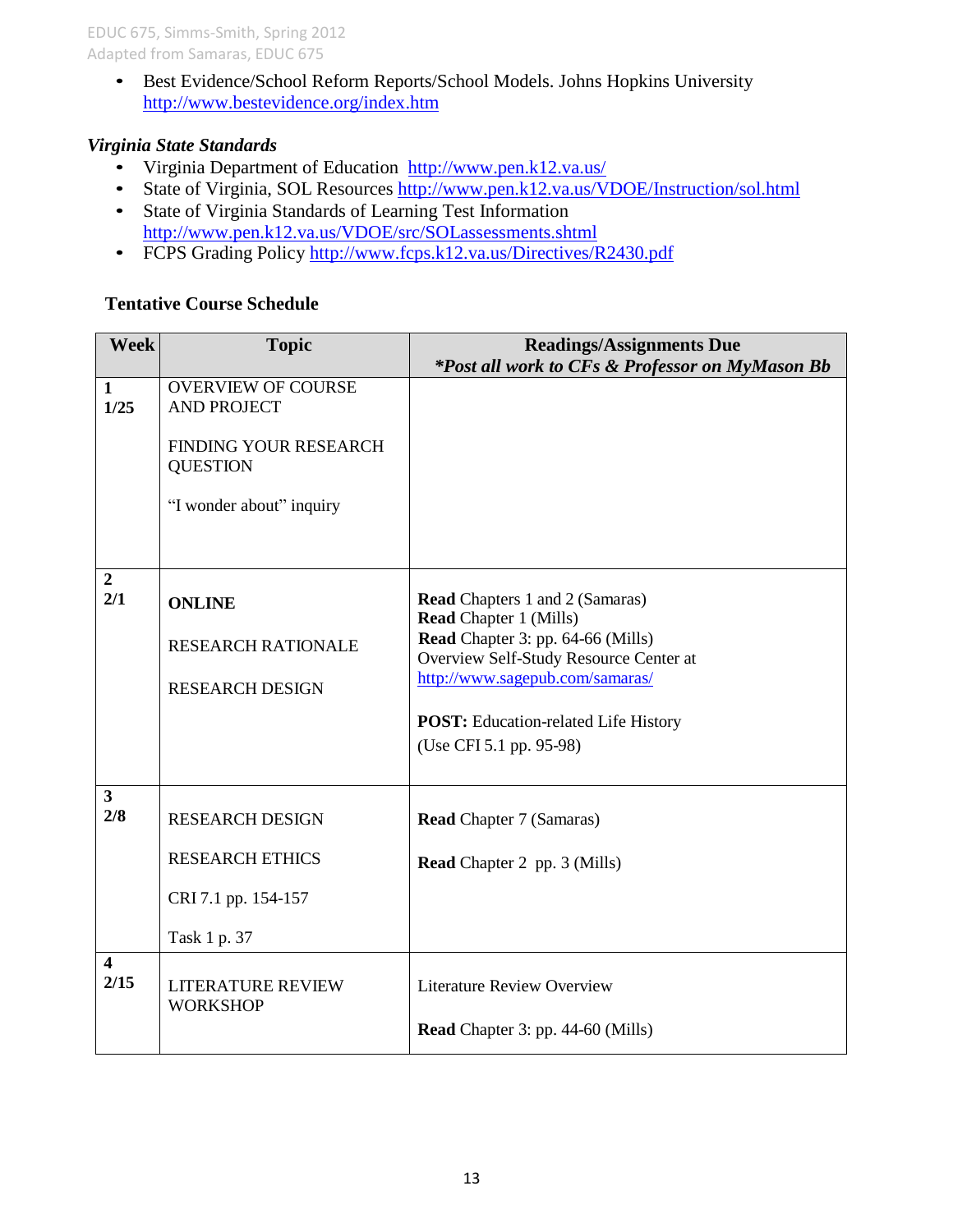- Best Evidence/School Reform Reports/School Models. Johns Hopkins University http://www.bestevidence.org/index.htm

*Virginia State Standards*

- Virginia Department of Education http://www.pen.k12.va.us/
- State of Virginia, SOL Resources http://www.pen.k12.va.us/VDOE/Instruction/sol.html
- State of Virginia Standards of Learning Test Information http://www.pen.k12.va.us/VDOE/src/SOLassessments.shtml
- FCPS Grading Policy http://www.fcps.k12.va.us/Directives/R2430.pdf

**Tentative Course Schedule**

| Week | Topic | Readings/Assignments Due *\*Post all work to CFs & Professor on MyMason Bb* |
|---|---|---|
| **1** **1/25** | OVERVIEW OF COURSE AND PROJECT<br><br>FINDING YOUR RESEARCH QUESTION<br><br>"I wonder about" inquiry | |
| **2** **2/1** | **ONLINE**<br><br>RESEARCH RATIONALE<br><br>RESEARCH DESIGN | **Read** Chapters 1 and 2 (Samaras)<br>**Read** Chapter 1 (Mills)<br>**Read** Chapter 3: pp. 64-66 (Mills)<br>Overview Self-Study Resource Center at http://www.sagepub.com/samaras/<br><br>**POST:** Education-related Life History<br>(Use CFI 5.1 pp. 95-98) |
| **3** **2/8** | RESEARCH DESIGN<br><br>RESEARCH ETHICS<br><br>CRI 7.1 pp. 154-157<br><br>Task 1 p. 37 | **Read** Chapter 7 (Samaras)<br><br>**Read** Chapter 2 pp. 3 (Mills) |
| **4** **2/15** | LITERATURE REVIEW WORKSHOP | Literature Review Overview<br><br>**Read** Chapter 3: pp. 44-60 (Mills) |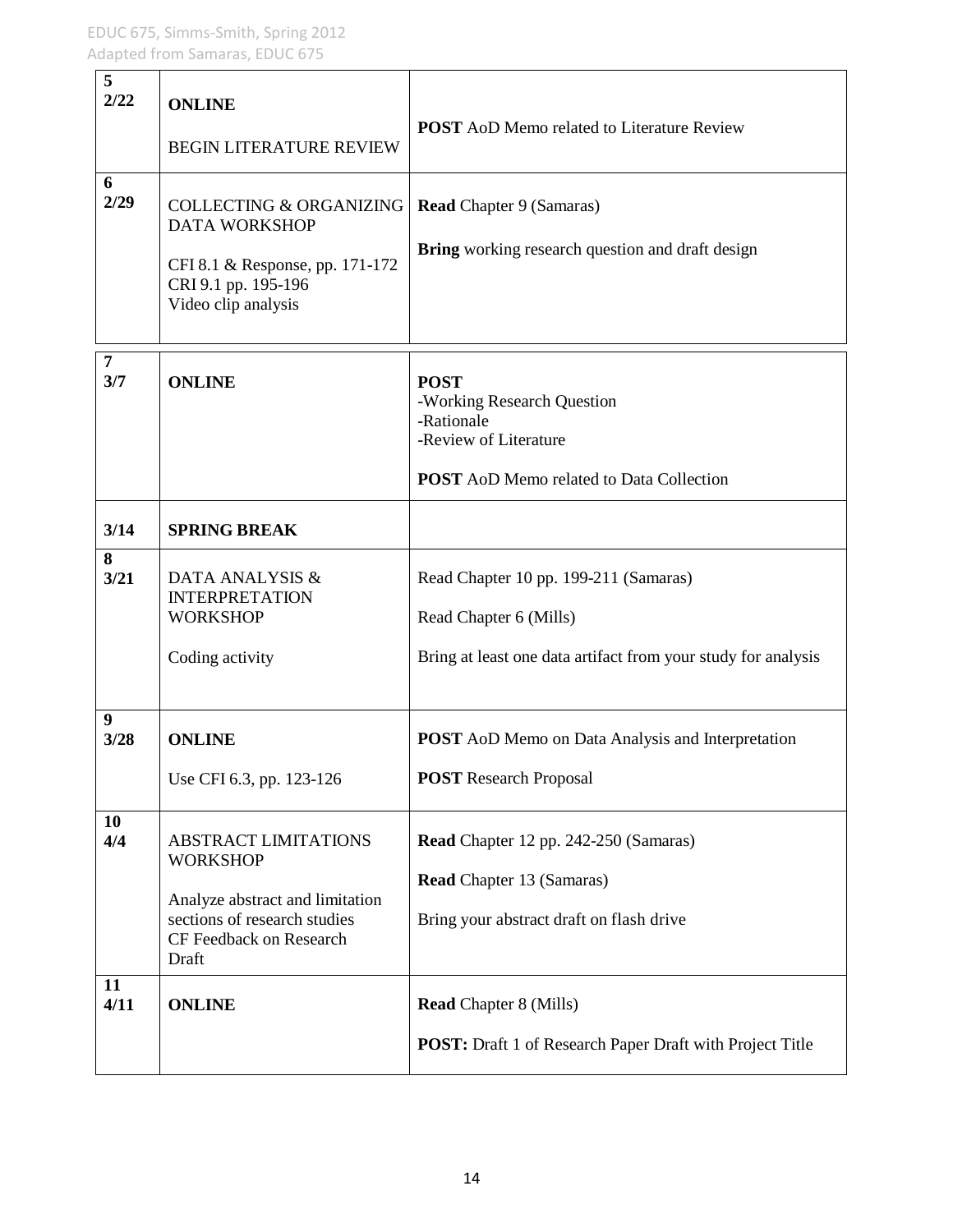| | | |
|---|---|---|
| **5**<br>**2/22** | **ONLINE**<br><br>BEGIN LITERATURE REVIEW | **POST** AoD Memo related to Literature Review |
| **6**<br>**2/29** | COLLECTING & ORGANIZING DATA WORKSHOP<br><br>CFI 8.1 & Response, pp. 171-172<br>CRI 9.1 pp. 195-196<br>Video clip analysis | **Read** Chapter 9 (Samaras)<br><br>**Bring** working research question and draft design |
| **7**<br>**3/7** | **ONLINE** | **POST**<br>-Working Research Question<br>-Rationale<br>-Review of Literature<br><br>**POST** AoD Memo related to Data Collection |
| **3/14** | **SPRING BREAK** | |
| **8**<br>**3/21** | DATA ANALYSIS & INTERPRETATION WORKSHOP<br><br>Coding activity | Read Chapter 10 pp. 199-211 (Samaras)<br><br>Read Chapter 6 (Mills)<br><br>Bring at least one data artifact from your study for analysis |
| **9**<br>**3/28** | **ONLINE**<br><br>Use CFI 6.3, pp. 123-126 | **POST** AoD Memo on Data Analysis and Interpretation<br><br>**POST** Research Proposal |
| **10**<br>**4/4** | ABSTRACT LIMITATIONS WORKSHOP<br><br>Analyze abstract and limitation sections of research studies<br>CF Feedback on Research Draft | **Read** Chapter 12 pp. 242-250 (Samaras)<br><br>**Read** Chapter 13 (Samaras)<br><br>Bring your abstract draft on flash drive |
| **11**<br>**4/11** | **ONLINE** | **Read** Chapter 8 (Mills)<br><br>**POST:** Draft 1 of Research Paper Draft with Project Title |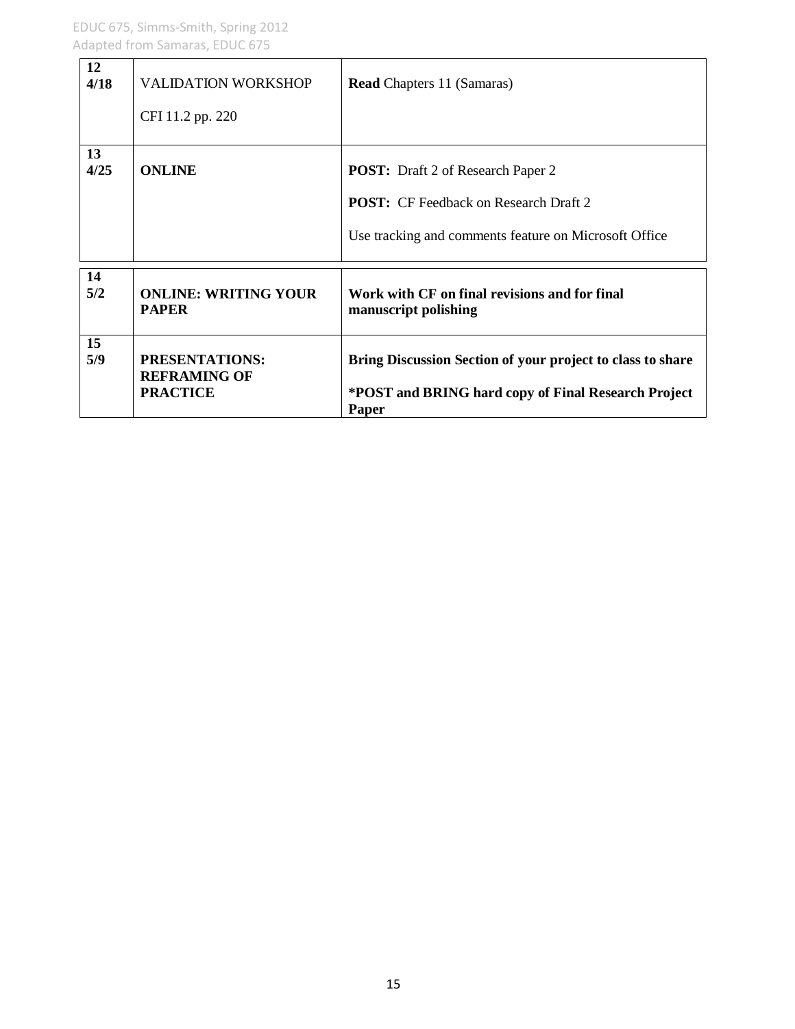| | | |
|---|---|---|
| **12** **4/18** | VALIDATION WORKSHOP<br><br>CFI 11.2 pp. 220 | **Read** Chapters 11 (Samaras) |
| **13** **4/25** | **ONLINE** | **POST:** Draft 2 of Research Paper 2<br><br>**POST:** CF Feedback on Research Draft 2<br><br>Use tracking and comments feature on Microsoft Office |
| **14** **5/2** | **ONLINE: WRITING YOUR PAPER** | **Work with CF on final revisions and for final manuscript polishing** |
| **15** **5/9** | **PRESENTATIONS: REFRAMING OF PRACTICE** | **Bring Discussion Section of your project to class to share**<br><br>**\*POST and BRING hard copy of Final Research Project Paper** |